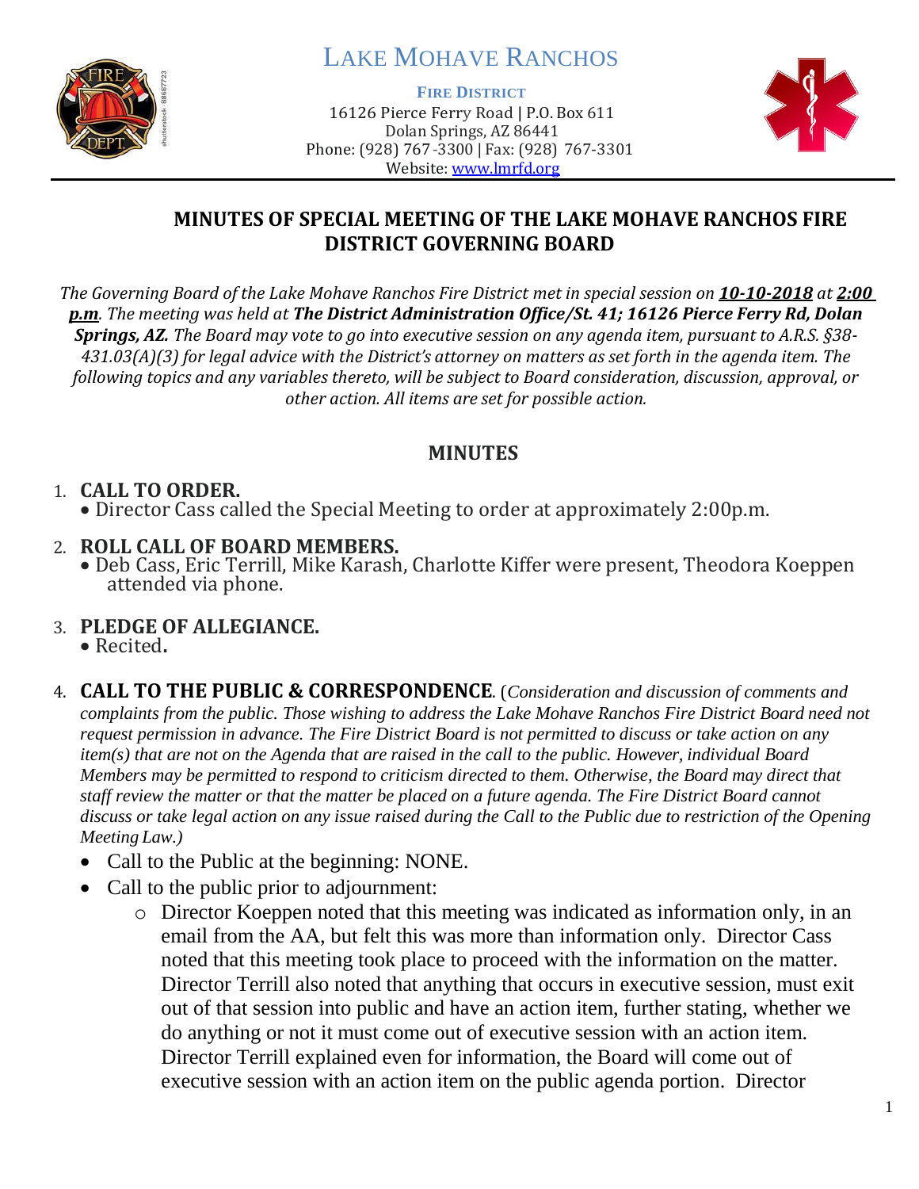# LAKE MOHAVE RANCHOS

**FIRE DISTRICT**

16126 Pierce Ferry Road | P.O. Box 611
Dolan Springs, AZ 86441
Phone: (928) 767-3300 | Fax: (928) 767-3301
Website: www.lmrfd.org

## MINUTES OF SPECIAL MEETING OF THE LAKE MOHAVE RANCHOS FIRE DISTRICT GOVERNING BOARD

*The Governing Board of the Lake Mohave Ranchos Fire District met in special session on **10-10-2018** at **2:00 p.m**. The meeting was held at **The District Administration Office/St. 41; 16126 Pierce Ferry Rd, Dolan Springs, AZ.** The Board may vote to go into executive session on any agenda item, pursuant to A.R.S. §38-431.03(A)(3) for legal advice with the District's attorney on matters as set forth in the agenda item. The following topics and any variables thereto, will be subject to Board consideration, discussion, approval, or other action. All items are set for possible action.*

## MINUTES

1. **CALL TO ORDER.**
   - Director Cass called the Special Meeting to order at approximately 2:00p.m.

2. **ROLL CALL OF BOARD MEMBERS.**
   - Deb Cass, Eric Terrill, Mike Karash, Charlotte Kiffer were present, Theodora Koeppen attended via phone.

3. **PLEDGE OF ALLEGIANCE.**
   - Recited**.**

4. **CALL TO THE PUBLIC & CORRESPONDENCE**. (*Consideration and discussion of comments and complaints from the public. Those wishing to address the Lake Mohave Ranchos Fire District Board need not request permission in advance. The Fire District Board is not permitted to discuss or take action on any item(s) that are not on the Agenda that are raised in the call to the public. However, individual Board Members may be permitted to respond to criticism directed to them. Otherwise, the Board may direct that staff review the matter or that the matter be placed on a future agenda. The Fire District Board cannot discuss or take legal action on any issue raised during the Call to the Public due to restriction of the Opening Meeting Law.)*
   - Call to the Public at the beginning: NONE.
   - Call to the public prior to adjournment:
     - Director Koeppen noted that this meeting was indicated as information only, in an email from the AA, but felt this was more than information only. Director Cass noted that this meeting took place to proceed with the information on the matter. Director Terrill also noted that anything that occurs in executive session, must exit out of that session into public and have an action item, further stating, whether we do anything or not it must come out of executive session with an action item. Director Terrill explained even for information, the Board will come out of executive session with an action item on the public agenda portion. Director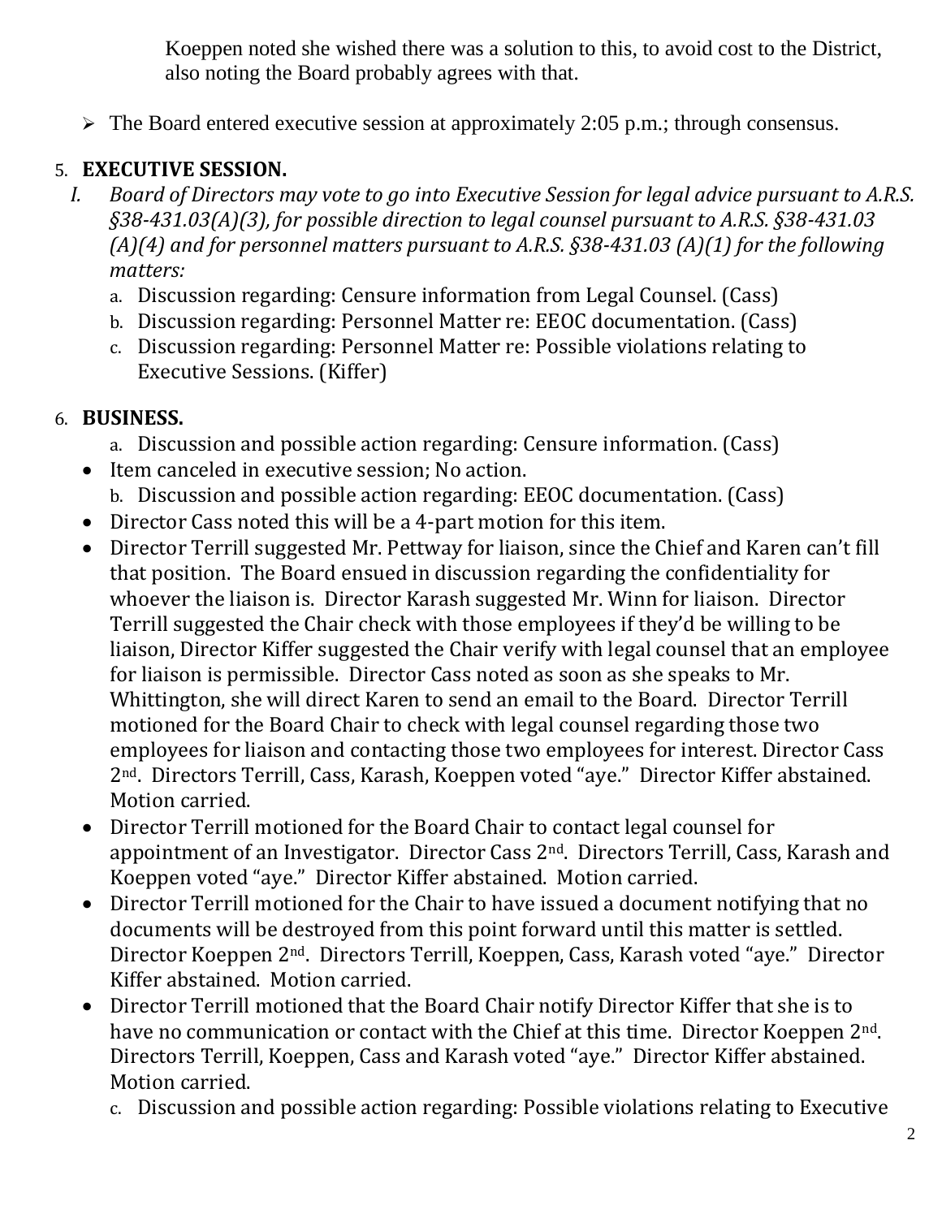Koeppen noted she wished there was a solution to this, to avoid cost to the District, also noting the Board probably agrees with that.

- The Board entered executive session at approximately 2:05 p.m.; through consensus.

5. **EXECUTIVE SESSION.**
   I. *Board of Directors may vote to go into Executive Session for legal advice pursuant to A.R.S. §38-431.03(A)(3), for possible direction to legal counsel pursuant to A.R.S. §38-431.03 (A)(4) and for personnel matters pursuant to A.R.S. §38-431.03 (A)(1) for the following matters:*
      a. Discussion regarding: Censure information from Legal Counsel. (Cass)
      b. Discussion regarding: Personnel Matter re: EEOC documentation. (Cass)
      c. Discussion regarding: Personnel Matter re: Possible violations relating to Executive Sessions. (Kiffer)

6. **BUSINESS.**
   a. Discussion and possible action regarding: Censure information. (Cass)
   - Item canceled in executive session; No action.

   b. Discussion and possible action regarding: EEOC documentation. (Cass)
   - Director Cass noted this will be a 4-part motion for this item.
   - Director Terrill suggested Mr. Pettway for liaison, since the Chief and Karen can't fill that position. The Board ensued in discussion regarding the confidentiality for whoever the liaison is. Director Karash suggested Mr. Winn for liaison. Director Terrill suggested the Chair check with those employees if they'd be willing to be liaison, Director Kiffer suggested the Chair verify with legal counsel that an employee for liaison is permissible. Director Cass noted as soon as she speaks to Mr. Whittington, she will direct Karen to send an email to the Board. Director Terrill motioned for the Board Chair to check with legal counsel regarding those two employees for liaison and contacting those two employees for interest. Director Cass 2nd. Directors Terrill, Cass, Karash, Koeppen voted "aye." Director Kiffer abstained. Motion carried.
   - Director Terrill motioned for the Board Chair to contact legal counsel for appointment of an Investigator. Director Cass 2nd. Directors Terrill, Cass, Karash and Koeppen voted "aye." Director Kiffer abstained. Motion carried.
   - Director Terrill motioned for the Chair to have issued a document notifying that no documents will be destroyed from this point forward until this matter is settled. Director Koeppen 2nd. Directors Terrill, Koeppen, Cass, Karash voted "aye." Director Kiffer abstained. Motion carried.
   - Director Terrill motioned that the Board Chair notify Director Kiffer that she is to have no communication or contact with the Chief at this time. Director Koeppen 2nd. Directors Terrill, Koeppen, Cass and Karash voted "aye." Director Kiffer abstained. Motion carried.

   c. Discussion and possible action regarding: Possible violations relating to Executive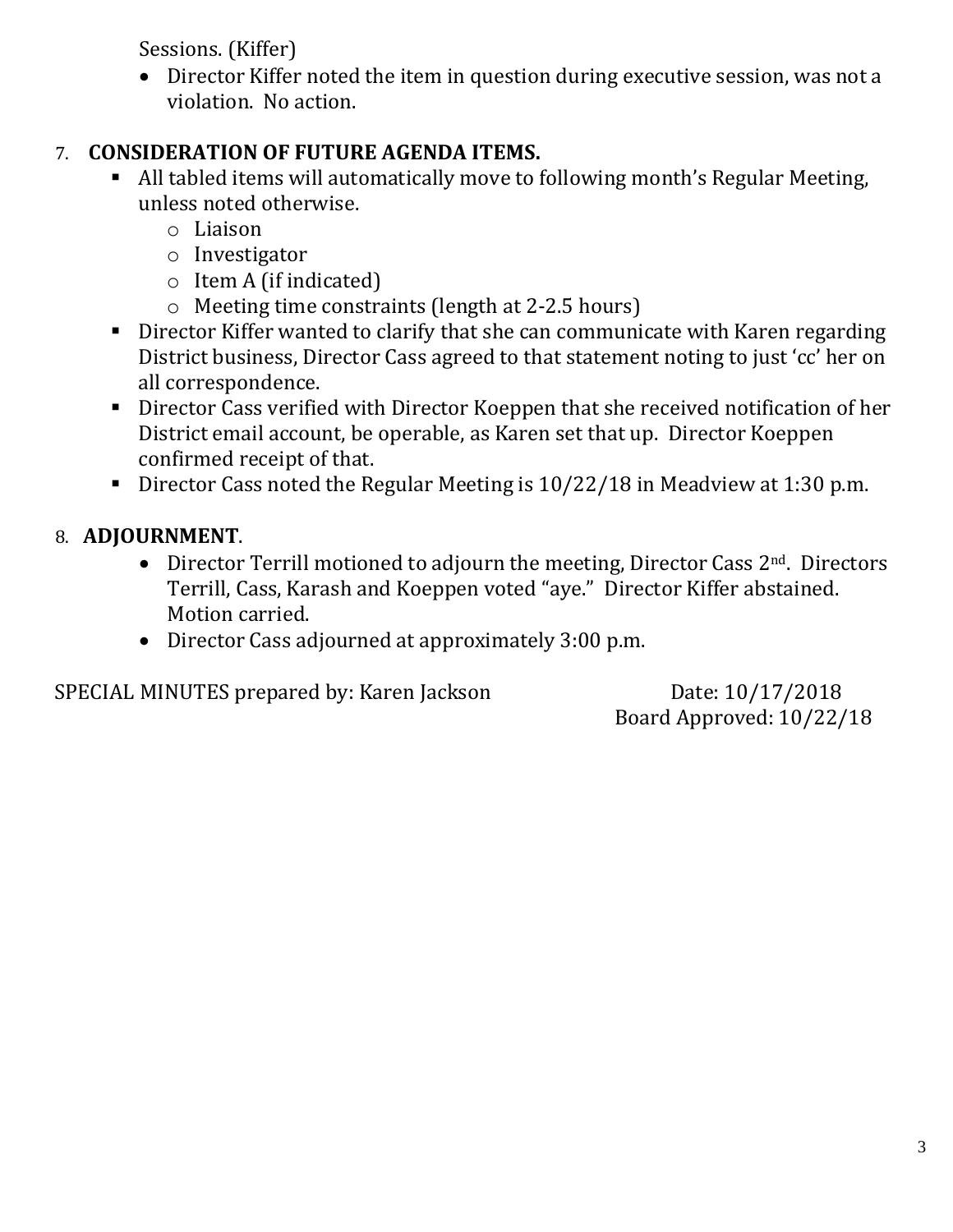Sessions. (Kiffer)

- Director Kiffer noted the item in question during executive session, was not a violation. No action.

7. **CONSIDERATION OF FUTURE AGENDA ITEMS.**
   - All tabled items will automatically move to following month's Regular Meeting, unless noted otherwise.
     - Liaison
     - Investigator
     - Item A (if indicated)
     - Meeting time constraints (length at 2-2.5 hours)
   - Director Kiffer wanted to clarify that she can communicate with Karen regarding District business, Director Cass agreed to that statement noting to just 'cc' her on all correspondence.
   - Director Cass verified with Director Koeppen that she received notification of her District email account, be operable, as Karen set that up. Director Koeppen confirmed receipt of that.
   - Director Cass noted the Regular Meeting is 10/22/18 in Meadview at 1:30 p.m.

8. **ADJOURNMENT**.
   - Director Terrill motioned to adjourn the meeting, Director Cass 2nd. Directors Terrill, Cass, Karash and Koeppen voted "aye." Director Kiffer abstained. Motion carried.
   - Director Cass adjourned at approximately 3:00 p.m.

SPECIAL MINUTES prepared by: Karen Jackson Date: 10/17/2018

Board Approved: 10/22/18